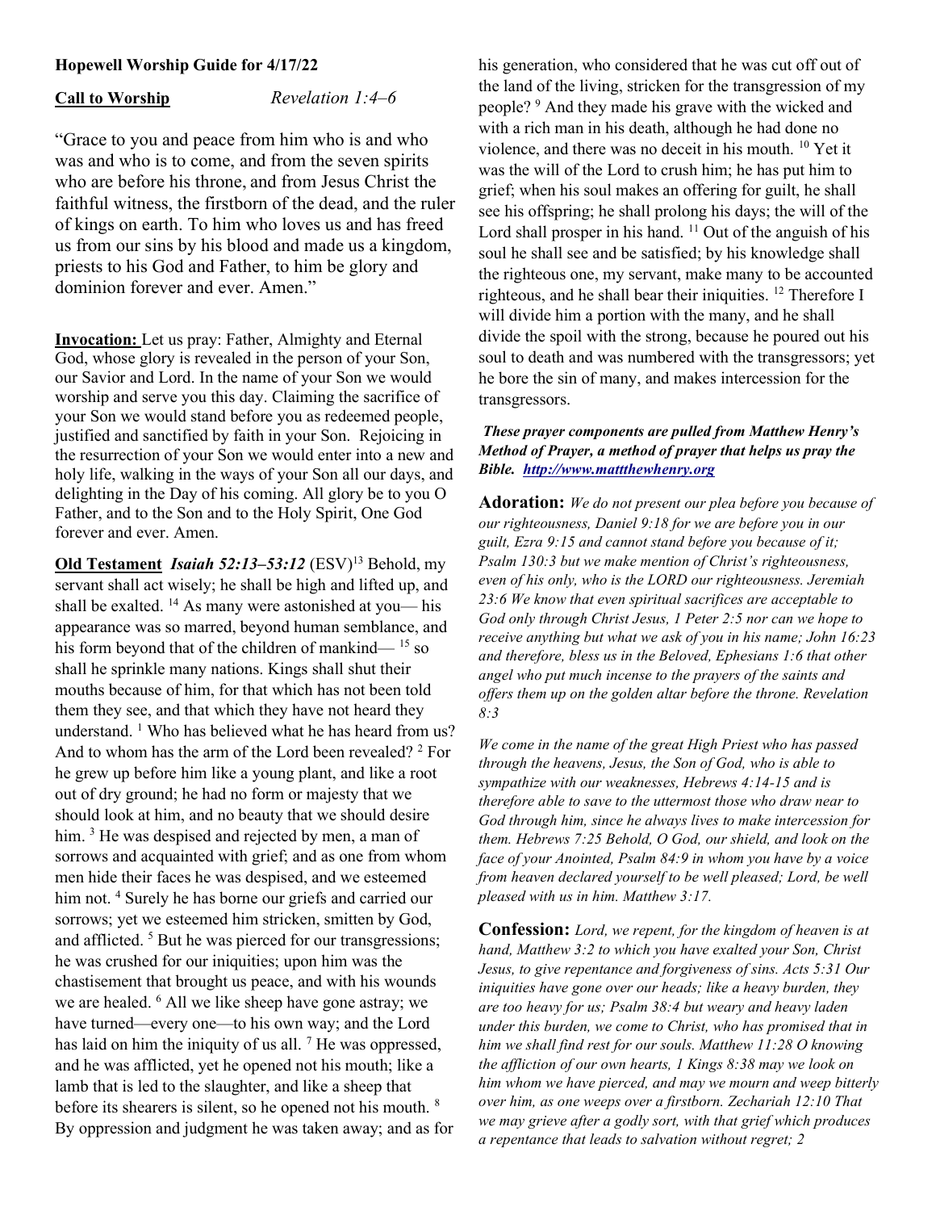**Hopewell Worship Guide for 4/17/22**

**Call to Worship** *Revelation 1:4–6*

"Grace to you and peace from him who is and who was and who is to come, and from the seven spirits who are before his throne, and from Jesus Christ the faithful witness, the firstborn of the dead, and the ruler of kings on earth. To him who loves us and has freed us from our sins by his blood and made us a kingdom, priests to his God and Father, to him be glory and dominion forever and ever. Amen."

**Invocation:** Let us pray: Father, Almighty and Eternal God, whose glory is revealed in the person of your Son, our Savior and Lord. In the name of your Son we would worship and serve you this day. Claiming the sacrifice of your Son we would stand before you as redeemed people, justified and sanctified by faith in your Son. Rejoicing in the resurrection of your Son we would enter into a new and holy life, walking in the ways of your Son all our days, and delighting in the Day of his coming. All glory be to you O Father, and to the Son and to the Holy Spirit, One God forever and ever. Amen.

**Old Testament** ***Isaiah 52:13–53:12*** (ESV)[13] Behold, my servant shall act wisely; he shall be high and lifted up, and shall be exalted. [14] As many were astonished at you— his appearance was so marred, beyond human semblance, and his form beyond that of the children of mankind— [15] so shall he sprinkle many nations. Kings shall shut their mouths because of him, for that which has not been told them they see, and that which they have not heard they understand. [1] Who has believed what he has heard from us? And to whom has the arm of the Lord been revealed? [2] For he grew up before him like a young plant, and like a root out of dry ground; he had no form or majesty that we should look at him, and no beauty that we should desire him. [3] He was despised and rejected by men, a man of sorrows and acquainted with grief; and as one from whom men hide their faces he was despised, and we esteemed him not. [4] Surely he has borne our griefs and carried our sorrows; yet we esteemed him stricken, smitten by God, and afflicted. [5] But he was pierced for our transgressions; he was crushed for our iniquities; upon him was the chastisement that brought us peace, and with his wounds we are healed. [6] All we like sheep have gone astray; we have turned—every one—to his own way; and the Lord has laid on him the iniquity of us all. [7] He was oppressed, and he was afflicted, yet he opened not his mouth; like a lamb that is led to the slaughter, and like a sheep that before its shearers is silent, so he opened not his mouth. [8] By oppression and judgment he was taken away; and as for his generation, who considered that he was cut off out of the land of the living, stricken for the transgression of my people? [9] And they made his grave with the wicked and with a rich man in his death, although he had done no violence, and there was no deceit in his mouth. [10] Yet it was the will of the Lord to crush him; he has put him to grief; when his soul makes an offering for guilt, he shall see his offspring; he shall prolong his days; the will of the Lord shall prosper in his hand. [11] Out of the anguish of his soul he shall see and be satisfied; by his knowledge shall the righteous one, my servant, make many to be accounted righteous, and he shall bear their iniquities. [12] Therefore I will divide him a portion with the many, and he shall divide the spoil with the strong, because he poured out his soul to death and was numbered with the transgressors; yet he bore the sin of many, and makes intercession for the transgressors.

***These prayer components are pulled from Matthew Henry's Method of Prayer, a method of prayer that helps us pray the Bible. [http://www.mattthewhenry.org](http://www.mattthewhenry.org)***

**Adoration:** *We do not present our plea before you because of our righteousness, Daniel 9:18 for we are before you in our guilt, Ezra 9:15 and cannot stand before you because of it; Psalm 130:3 but we make mention of Christ's righteousness, even of his only, who is the LORD our righteousness. Jeremiah 23:6 We know that even spiritual sacrifices are acceptable to God only through Christ Jesus, 1 Peter 2:5 nor can we hope to receive anything but what we ask of you in his name; John 16:23 and therefore, bless us in the Beloved, Ephesians 1:6 that other angel who put much incense to the prayers of the saints and offers them up on the golden altar before the throne. Revelation 8:3*

*We come in the name of the great High Priest who has passed through the heavens, Jesus, the Son of God, who is able to sympathize with our weaknesses, Hebrews 4:14-15 and is therefore able to save to the uttermost those who draw near to God through him, since he always lives to make intercession for them. Hebrews 7:25 Behold, O God, our shield, and look on the face of your Anointed, Psalm 84:9 in whom you have by a voice from heaven declared yourself to be well pleased; Lord, be well pleased with us in him. Matthew 3:17.*

**Confession:** *Lord, we repent, for the kingdom of heaven is at hand, Matthew 3:2 to which you have exalted your Son, Christ Jesus, to give repentance and forgiveness of sins. Acts 5:31 Our iniquities have gone over our heads; like a heavy burden, they are too heavy for us; Psalm 38:4 but weary and heavy laden under this burden, we come to Christ, who has promised that in him we shall find rest for our souls. Matthew 11:28 O knowing the affliction of our own hearts, 1 Kings 8:38 may we look on him whom we have pierced, and may we mourn and weep bitterly over him, as one weeps over a firstborn. Zechariah 12:10 That we may grieve after a godly sort, with that grief which produces a repentance that leads to salvation without regret; 2*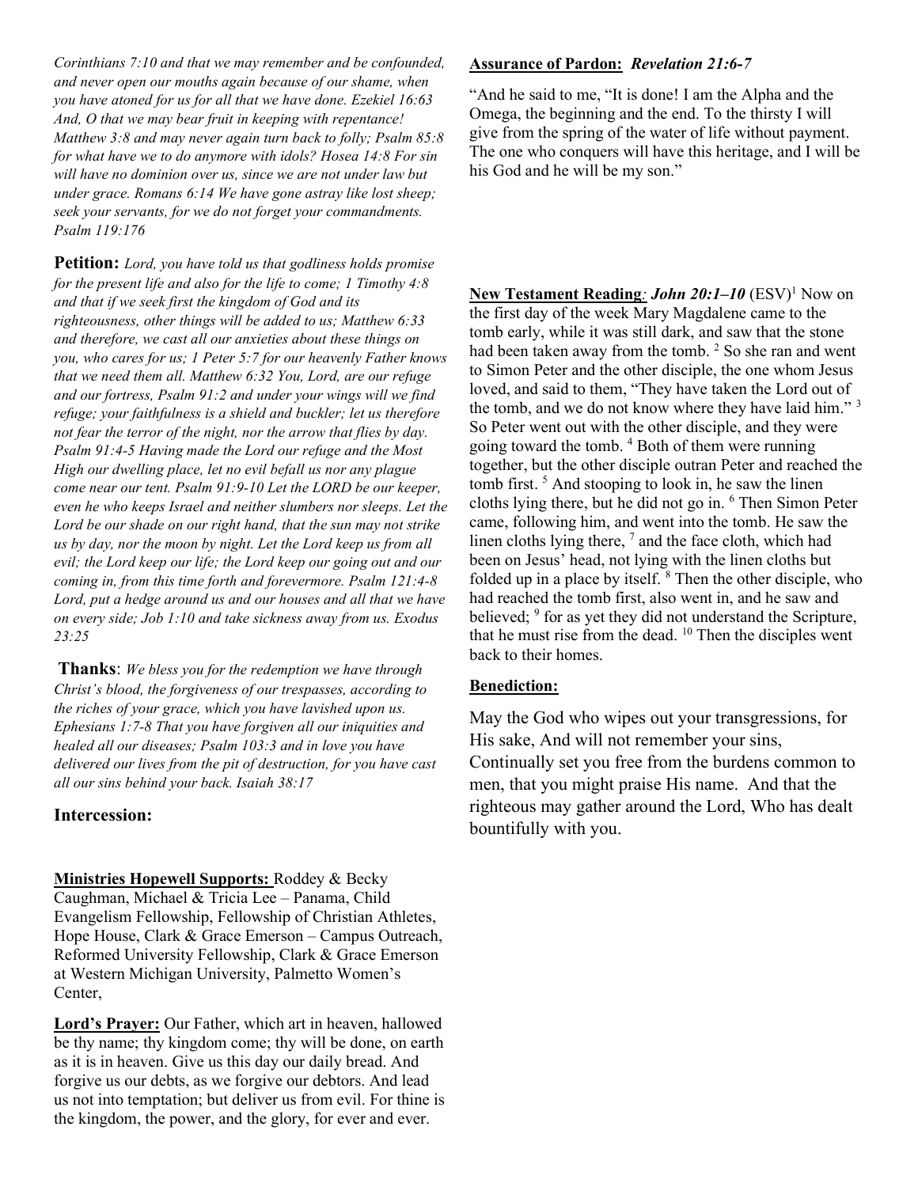*Corinthians 7:10 and that we may remember and be confounded, and never open our mouths again because of our shame, when you have atoned for us for all that we have done. Ezekiel 16:63 And, O that we may bear fruit in keeping with repentance! Matthew 3:8 and may never again turn back to folly; Psalm 85:8 for what have we to do anymore with idols? Hosea 14:8 For sin will have no dominion over us, since we are not under law but under grace. Romans 6:14 We have gone astray like lost sheep; seek your servants, for we do not forget your commandments. Psalm 119:176*

**Petition:** *Lord, you have told us that godliness holds promise for the present life and also for the life to come; 1 Timothy 4:8 and that if we seek first the kingdom of God and its righteousness, other things will be added to us; Matthew 6:33 and therefore, we cast all our anxieties about these things on you, who cares for us; 1 Peter 5:7 for our heavenly Father knows that we need them all. Matthew 6:32 You, Lord, are our refuge and our fortress, Psalm 91:2 and under your wings will we find refuge; your faithfulness is a shield and buckler; let us therefore not fear the terror of the night, nor the arrow that flies by day. Psalm 91:4-5 Having made the Lord our refuge and the Most High our dwelling place, let no evil befall us nor any plague come near our tent. Psalm 91:9-10 Let the LORD be our keeper, even he who keeps Israel and neither slumbers nor sleeps. Let the Lord be our shade on our right hand, that the sun may not strike us by day, nor the moon by night. Let the Lord keep us from all evil; the Lord keep our life; the Lord keep our going out and our coming in, from this time forth and forevermore. Psalm 121:4-8 Lord, put a hedge around us and our houses and all that we have on every side; Job 1:10 and take sickness away from us. Exodus 23:25*

**Thanks**: *We bless you for the redemption we have through Christ's blood, the forgiveness of our trespasses, according to the riches of your grace, which you have lavished upon us. Ephesians 1:7-8 That you have forgiven all our iniquities and healed all our diseases; Psalm 103:3 and in love you have delivered our lives from the pit of destruction, for you have cast all our sins behind your back. Isaiah 38:17*

**Intercession:**

**Ministries Hopewell Supports:** Roddey & Becky Caughman, Michael & Tricia Lee – Panama, Child Evangelism Fellowship, Fellowship of Christian Athletes, Hope House, Clark & Grace Emerson – Campus Outreach, Reformed University Fellowship, Clark & Grace Emerson at Western Michigan University, Palmetto Women's Center,

**Lord's Prayer:** Our Father, which art in heaven, hallowed be thy name; thy kingdom come; thy will be done, on earth as it is in heaven. Give us this day our daily bread. And forgive us our debts, as we forgive our debtors. And lead us not into temptation; but deliver us from evil. For thine is the kingdom, the power, and the glory, for ever and ever.

**Assurance of Pardon:** ***Revelation 21:6-7***

"And he said to me, "It is done! I am the Alpha and the Omega, the beginning and the end. To the thirsty I will give from the spring of the water of life without payment. The one who conquers will have this heritage, and I will be his God and he will be my son."

**New Testament Reading*: John 20:1–10*** (ESV)[1] Now on the first day of the week Mary Magdalene came to the tomb early, while it was still dark, and saw that the stone had been taken away from the tomb. [2] So she ran and went to Simon Peter and the other disciple, the one whom Jesus loved, and said to them, "They have taken the Lord out of the tomb, and we do not know where they have laid him." [3] So Peter went out with the other disciple, and they were going toward the tomb. [4] Both of them were running together, but the other disciple outran Peter and reached the tomb first. [5] And stooping to look in, he saw the linen cloths lying there, but he did not go in. [6] Then Simon Peter came, following him, and went into the tomb. He saw the linen cloths lying there, [7] and the face cloth, which had been on Jesus' head, not lying with the linen cloths but folded up in a place by itself. [8] Then the other disciple, who had reached the tomb first, also went in, and he saw and believed; [9] for as yet they did not understand the Scripture, that he must rise from the dead. [10] Then the disciples went back to their homes.

**Benediction:**

May the God who wipes out your transgressions, for His sake, And will not remember your sins, Continually set you free from the burdens common to men, that you might praise His name. And that the righteous may gather around the Lord, Who has dealt bountifully with you.